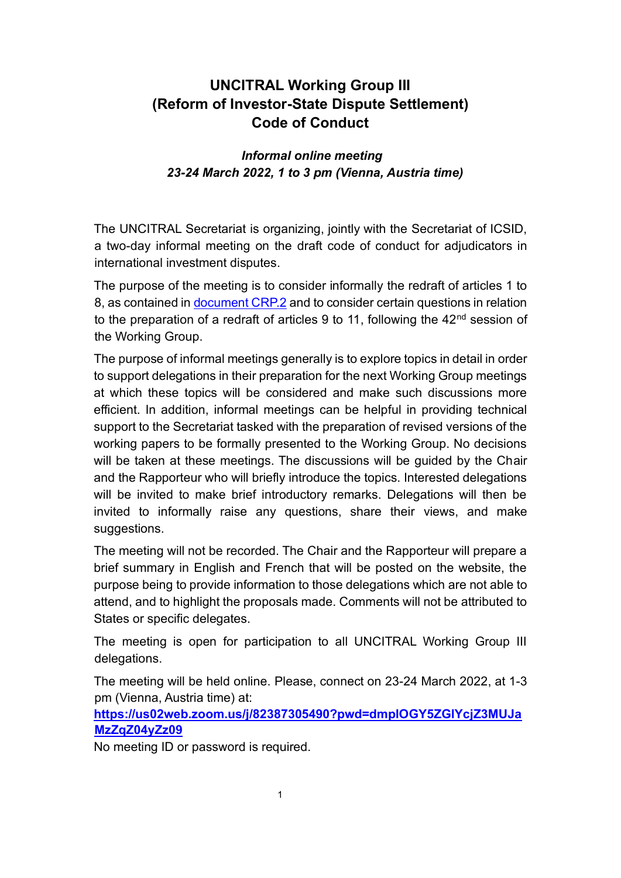# UNCITRAL Working Group III
# (Reform of Investor-State Dispute Settlement)
# Code of Conduct

***Informal online meeting***
***23-24 March 2022, 1 to 3 pm (Vienna, Austria time)***

The UNCITRAL Secretariat is organizing, jointly with the Secretariat of ICSID, a two-day informal meeting on the draft code of conduct for adjudicators in international investment disputes.

The purpose of the meeting is to consider informally the redraft of articles 1 to 8, as contained in [document CRP.2]() and to consider certain questions in relation to the preparation of a redraft of articles 9 to 11, following the 42nd session of the Working Group.

The purpose of informal meetings generally is to explore topics in detail in order to support delegations in their preparation for the next Working Group meetings at which these topics will be considered and make such discussions more efficient. In addition, informal meetings can be helpful in providing technical support to the Secretariat tasked with the preparation of revised versions of the working papers to be formally presented to the Working Group. No decisions will be taken at these meetings. The discussions will be guided by the Chair and the Rapporteur who will briefly introduce the topics. Interested delegations will be invited to make brief introductory remarks. Delegations will then be invited to informally raise any questions, share their views, and make suggestions.

The meeting will not be recorded. The Chair and the Rapporteur will prepare a brief summary in English and French that will be posted on the website, the purpose being to provide information to those delegations which are not able to attend, and to highlight the proposals made. Comments will not be attributed to States or specific delegates.

The meeting is open for participation to all UNCITRAL Working Group III delegations.

The meeting will be held online. Please, connect on 23-24 March 2022, at 1-3 pm (Vienna, Austria time) at:
**https://us02web.zoom.us/j/82387305490?pwd=dmpIOGY5ZGlYcjZ3MUJaMzZqZ04yZz09**
No meeting ID or password is required.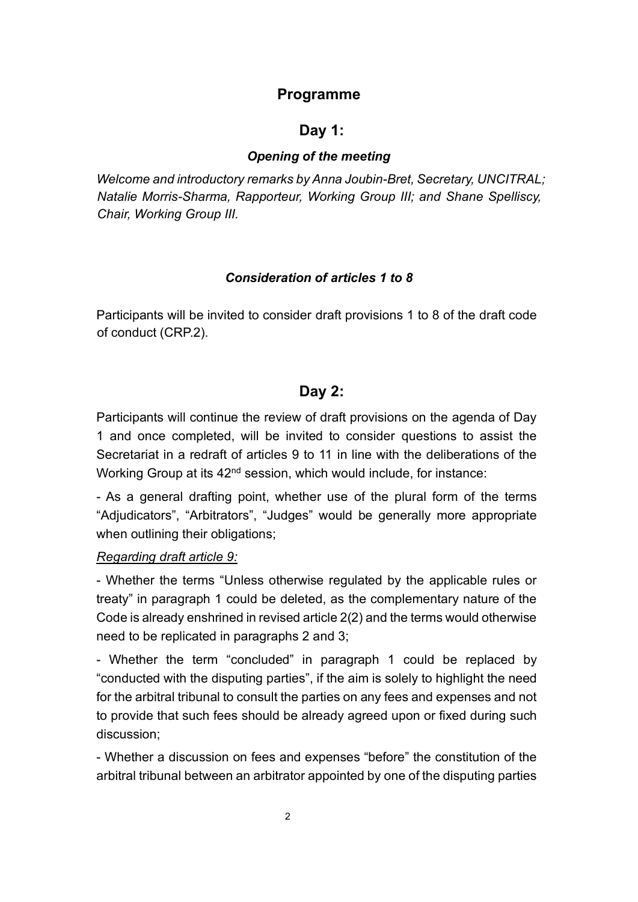## Programme

### Day 1:

***Opening of the meeting***

*Welcome and introductory remarks by Anna Joubin-Bret, Secretary, UNCITRAL; Natalie Morris-Sharma, Rapporteur, Working Group III; and Shane Spelliscy, Chair, Working Group III.*

***Consideration of articles 1 to 8***

Participants will be invited to consider draft provisions 1 to 8 of the draft code of conduct (CRP.2).

### Day 2:

Participants will continue the review of draft provisions on the agenda of Day 1 and once completed, will be invited to consider questions to assist the Secretariat in a redraft of articles 9 to 11 in line with the deliberations of the Working Group at its 42nd session, which would include, for instance:

- As a general drafting point, whether use of the plural form of the terms "Adjudicators", "Arbitrators", "Judges" would be generally more appropriate when outlining their obligations;

*Regarding draft article 9:*

- Whether the terms "Unless otherwise regulated by the applicable rules or treaty" in paragraph 1 could be deleted, as the complementary nature of the Code is already enshrined in revised article 2(2) and the terms would otherwise need to be replicated in paragraphs 2 and 3;

- Whether the term "concluded" in paragraph 1 could be replaced by "conducted with the disputing parties", if the aim is solely to highlight the need for the arbitral tribunal to consult the parties on any fees and expenses and not to provide that such fees should be already agreed upon or fixed during such discussion;

- Whether a discussion on fees and expenses "before" the constitution of the arbitral tribunal between an arbitrator appointed by one of the disputing parties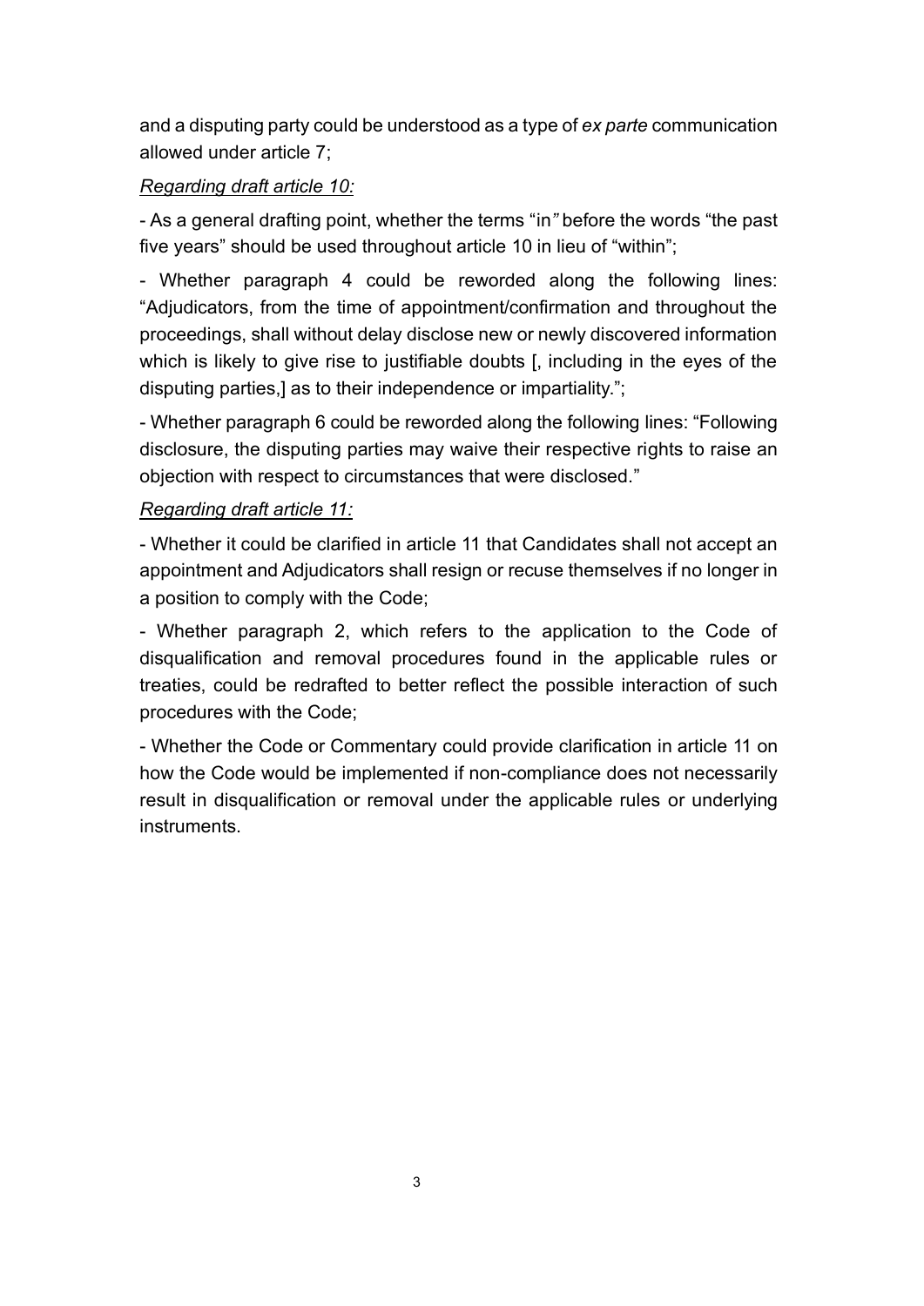and a disputing party could be understood as a type of *ex parte* communication allowed under article 7;

*Regarding draft article 10:*

- As a general drafting point, whether the terms "in" before the words "the past five years" should be used throughout article 10 in lieu of "within";

- Whether paragraph 4 could be reworded along the following lines: "Adjudicators, from the time of appointment/confirmation and throughout the proceedings, shall without delay disclose new or newly discovered information which is likely to give rise to justifiable doubts [, including in the eyes of the disputing parties,] as to their independence or impartiality.";

- Whether paragraph 6 could be reworded along the following lines: "Following disclosure, the disputing parties may waive their respective rights to raise an objection with respect to circumstances that were disclosed."

*Regarding draft article 11:*

- Whether it could be clarified in article 11 that Candidates shall not accept an appointment and Adjudicators shall resign or recuse themselves if no longer in a position to comply with the Code;

- Whether paragraph 2, which refers to the application to the Code of disqualification and removal procedures found in the applicable rules or treaties, could be redrafted to better reflect the possible interaction of such procedures with the Code;

- Whether the Code or Commentary could provide clarification in article 11 on how the Code would be implemented if non-compliance does not necessarily result in disqualification or removal under the applicable rules or underlying instruments.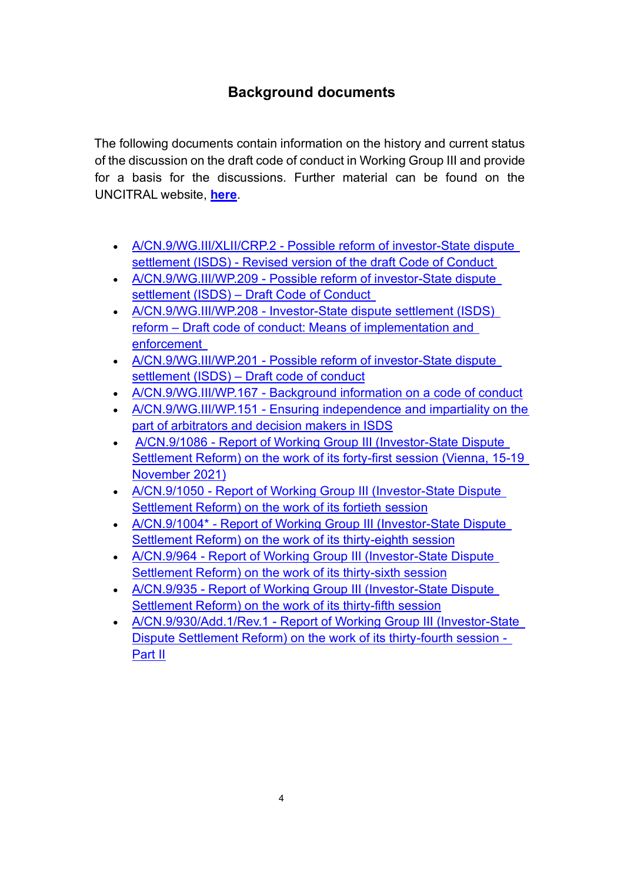## Background documents

The following documents contain information on the history and current status of the discussion on the draft code of conduct in Working Group III and provide for a basis for the discussions. Further material can be found on the UNCITRAL website, **here**.

- A/CN.9/WG.III/XLII/CRP.2 - Possible reform of investor-State dispute settlement (ISDS) - Revised version of the draft Code of Conduct
- A/CN.9/WG.III/WP.209 - Possible reform of investor-State dispute settlement (ISDS) – Draft Code of Conduct
- A/CN.9/WG.III/WP.208 - Investor-State dispute settlement (ISDS) reform – Draft code of conduct: Means of implementation and enforcement
- A/CN.9/WG.III/WP.201 - Possible reform of investor-State dispute settlement (ISDS) – Draft code of conduct
- A/CN.9/WG.III/WP.167 - Background information on a code of conduct
- A/CN.9/WG.III/WP.151 - Ensuring independence and impartiality on the part of arbitrators and decision makers in ISDS
- A/CN.9/1086 - Report of Working Group III (Investor-State Dispute Settlement Reform) on the work of its forty-first session (Vienna, 15-19 November 2021)
- A/CN.9/1050 - Report of Working Group III (Investor-State Dispute Settlement Reform) on the work of its fortieth session
- A/CN.9/1004* - Report of Working Group III (Investor-State Dispute Settlement Reform) on the work of its thirty-eighth session
- A/CN.9/964 - Report of Working Group III (Investor-State Dispute Settlement Reform) on the work of its thirty-sixth session
- A/CN.9/935 - Report of Working Group III (Investor-State Dispute Settlement Reform) on the work of its thirty-fifth session
- A/CN.9/930/Add.1/Rev.1 - Report of Working Group III (Investor-State Dispute Settlement Reform) on the work of its thirty-fourth session - Part II